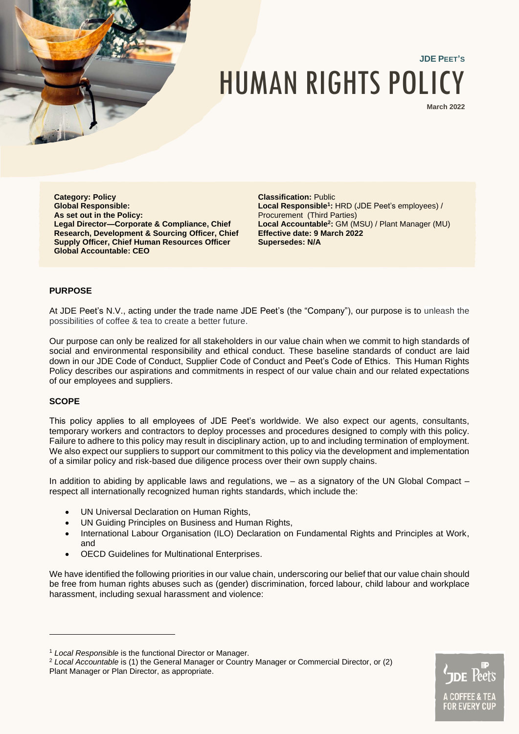JDE PEET'S

# HUMAN RIGHTS POLICY

March 2022

**Category: Policy**
**Global Responsible:**
**As set out in the Policy:**
**Legal Director—Corporate & Compliance, Chief Research, Development & Sourcing Officer, Chief Supply Officer, Chief Human Resources Officer**
**Global Accountable: CEO**

**Classification:** Public
**Local Responsible[1]:** HRD (JDE Peet's employees) / Procurement (Third Parties)
**Local Accountable[2]:** GM (MSU) / Plant Manager (MU)
**Effective date: 9 March 2022**
**Supersedes: N/A**

## PURPOSE

At JDE Peet's N.V., acting under the trade name JDE Peet's (the "Company"), our purpose is to unleash the possibilities of coffee & tea to create a better future.

Our purpose can only be realized for all stakeholders in our value chain when we commit to high standards of social and environmental responsibility and ethical conduct. These baseline standards of conduct are laid down in our JDE Code of Conduct, Supplier Code of Conduct and Peet's Code of Ethics. This Human Rights Policy describes our aspirations and commitments in respect of our value chain and our related expectations of our employees and suppliers.

## SCOPE

This policy applies to all employees of JDE Peet's worldwide. We also expect our agents, consultants, temporary workers and contractors to deploy processes and procedures designed to comply with this policy. Failure to adhere to this policy may result in disciplinary action, up to and including termination of employment. We also expect our suppliers to support our commitment to this policy via the development and implementation of a similar policy and risk-based due diligence process over their own supply chains.

In addition to abiding by applicable laws and regulations, we – as a signatory of the UN Global Compact – respect all internationally recognized human rights standards, which include the:

- UN Universal Declaration on Human Rights,
- UN Guiding Principles on Business and Human Rights,
- International Labour Organisation (ILO) Declaration on Fundamental Rights and Principles at Work, and
- OECD Guidelines for Multinational Enterprises.

We have identified the following priorities in our value chain, underscoring our belief that our value chain should be free from human rights abuses such as (gender) discrimination, forced labour, child labour and workplace harassment, including sexual harassment and violence:

---

[1] *Local Responsible* is the functional Director or Manager.

[2] *Local Accountable* is (1) the General Manager or Country Manager or Commercial Director, or (2) Plant Manager or Plan Director, as appropriate.

JDE Peet's
A COFFEE & TEA FOR EVERY CUP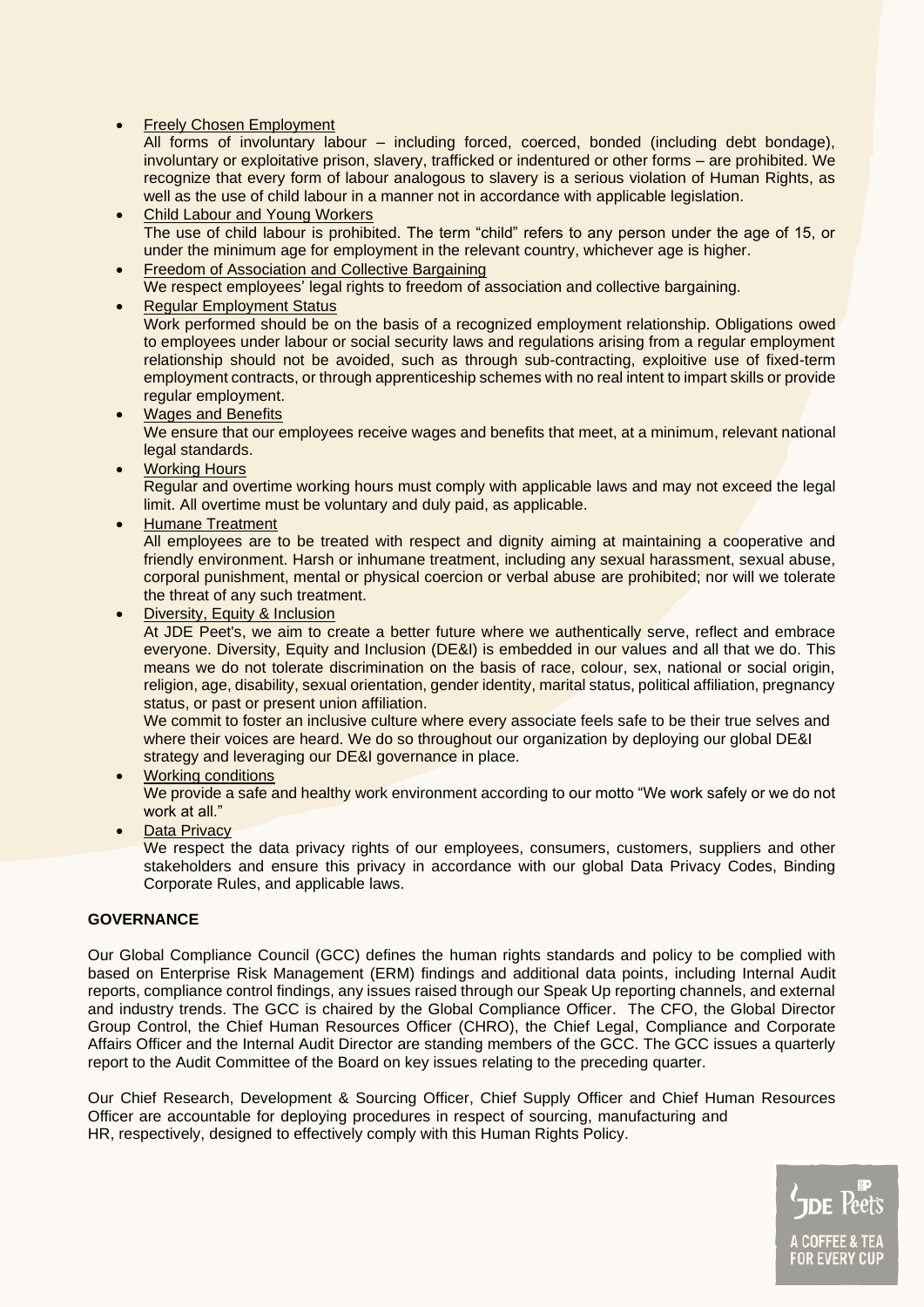- Freely Chosen Employment
  All forms of involuntary labour – including forced, coerced, bonded (including debt bondage), involuntary or exploitative prison, slavery, trafficked or indentured or other forms – are prohibited. We recognize that every form of labour analogous to slavery is a serious violation of Human Rights, as well as the use of child labour in a manner not in accordance with applicable legislation.
- Child Labour and Young Workers
  The use of child labour is prohibited. The term "child" refers to any person under the age of 15, or under the minimum age for employment in the relevant country, whichever age is higher.
- Freedom of Association and Collective Bargaining
  We respect employees' legal rights to freedom of association and collective bargaining.
- Regular Employment Status
  Work performed should be on the basis of a recognized employment relationship. Obligations owed to employees under labour or social security laws and regulations arising from a regular employment relationship should not be avoided, such as through sub-contracting, exploitive use of fixed-term employment contracts, or through apprenticeship schemes with no real intent to impart skills or provide regular employment.
- Wages and Benefits
  We ensure that our employees receive wages and benefits that meet, at a minimum, relevant national legal standards.
- Working Hours
  Regular and overtime working hours must comply with applicable laws and may not exceed the legal limit. All overtime must be voluntary and duly paid, as applicable.
- Humane Treatment
  All employees are to be treated with respect and dignity aiming at maintaining a cooperative and friendly environment. Harsh or inhumane treatment, including any sexual harassment, sexual abuse, corporal punishment, mental or physical coercion or verbal abuse are prohibited; nor will we tolerate the threat of any such treatment.
- Diversity, Equity & Inclusion
  At JDE Peet's, we aim to create a better future where we authentically serve, reflect and embrace everyone. Diversity, Equity and Inclusion (DE&I) is embedded in our values and all that we do. This means we do not tolerate discrimination on the basis of race, colour, sex, national or social origin, religion, age, disability, sexual orientation, gender identity, marital status, political affiliation, pregnancy status, or past or present union affiliation.
  We commit to foster an inclusive culture where every associate feels safe to be their true selves and where their voices are heard. We do so throughout our organization by deploying our global DE&I strategy and leveraging our DE&I governance in place.
- Working conditions
  We provide a safe and healthy work environment according to our motto "We work safely or we do not work at all."
- Data Privacy
  We respect the data privacy rights of our employees, consumers, customers, suppliers and other stakeholders and ensure this privacy in accordance with our global Data Privacy Codes, Binding Corporate Rules, and applicable laws.

**GOVERNANCE**

Our Global Compliance Council (GCC) defines the human rights standards and policy to be complied with based on Enterprise Risk Management (ERM) findings and additional data points, including Internal Audit reports, compliance control findings, any issues raised through our Speak Up reporting channels, and external and industry trends. The GCC is chaired by the Global Compliance Officer. The CFO, the Global Director Group Control, the Chief Human Resources Officer (CHRO), the Chief Legal, Compliance and Corporate Affairs Officer and the Internal Audit Director are standing members of the GCC. The GCC issues a quarterly report to the Audit Committee of the Board on key issues relating to the preceding quarter.

Our Chief Research, Development & Sourcing Officer, Chief Supply Officer and Chief Human Resources Officer are accountable for deploying procedures in respect of sourcing, manufacturing and HR, respectively, designed to effectively comply with this Human Rights Policy.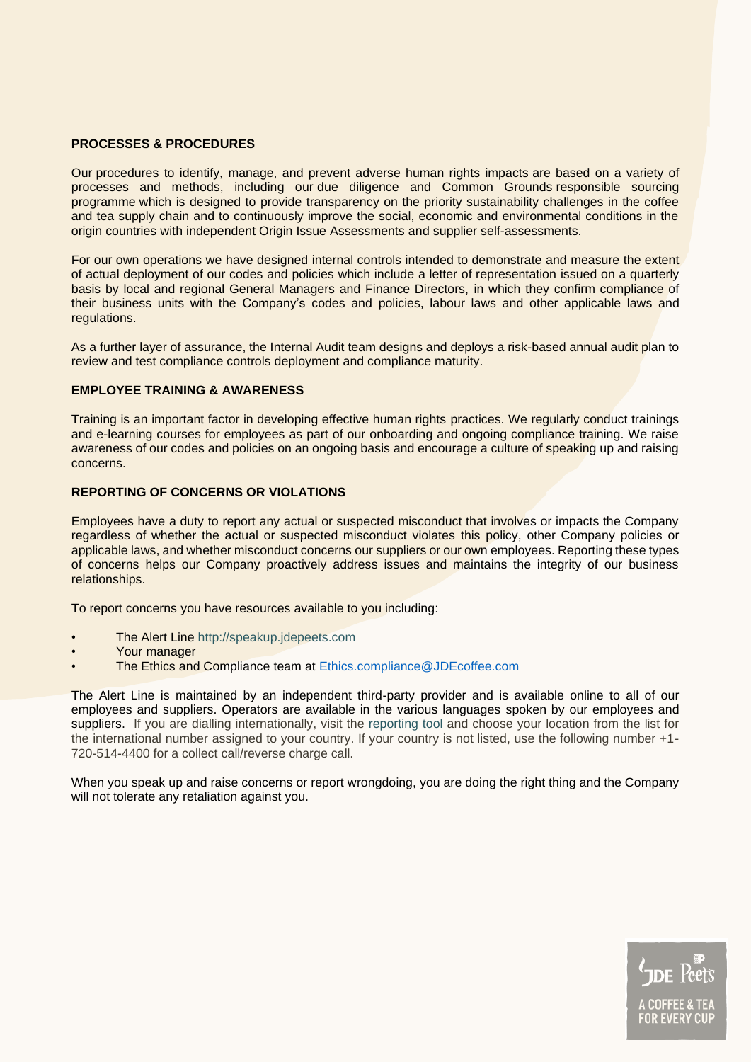## PROCESSES & PROCEDURES

Our procedures to identify, manage, and prevent adverse human rights impacts are based on a variety of processes and methods, including our due diligence and Common Grounds responsible sourcing programme which is designed to provide transparency on the priority sustainability challenges in the coffee and tea supply chain and to continuously improve the social, economic and environmental conditions in the origin countries with independent Origin Issue Assessments and supplier self-assessments.

For our own operations we have designed internal controls intended to demonstrate and measure the extent of actual deployment of our codes and policies which include a letter of representation issued on a quarterly basis by local and regional General Managers and Finance Directors, in which they confirm compliance of their business units with the Company's codes and policies, labour laws and other applicable laws and regulations.

As a further layer of assurance, the Internal Audit team designs and deploys a risk-based annual audit plan to review and test compliance controls deployment and compliance maturity.

## EMPLOYEE TRAINING & AWARENESS

Training is an important factor in developing effective human rights practices. We regularly conduct trainings and e-learning courses for employees as part of our onboarding and ongoing compliance training. We raise awareness of our codes and policies on an ongoing basis and encourage a culture of speaking up and raising concerns.

## REPORTING OF CONCERNS OR VIOLATIONS

Employees have a duty to report any actual or suspected misconduct that involves or impacts the Company regardless of whether the actual or suspected misconduct violates this policy, other Company policies or applicable laws, and whether misconduct concerns our suppliers or our own employees. Reporting these types of concerns helps our Company proactively address issues and maintains the integrity of our business relationships.

To report concerns you have resources available to you including:

- The Alert Line http://speakup.jdepeets.com
- Your manager
- The Ethics and Compliance team at Ethics.compliance@JDEcoffee.com

The Alert Line is maintained by an independent third-party provider and is available online to all of our employees and suppliers. Operators are available in the various languages spoken by our employees and suppliers. If you are dialling internationally, visit the reporting tool and choose your location from the list for the international number assigned to your country. If your country is not listed, use the following number +1-720-514-4400 for a collect call/reverse charge call.

When you speak up and raise concerns or report wrongdoing, you are doing the right thing and the Company will not tolerate any retaliation against you.

JDE Peet's
A COFFEE & TEA FOR EVERY CUP